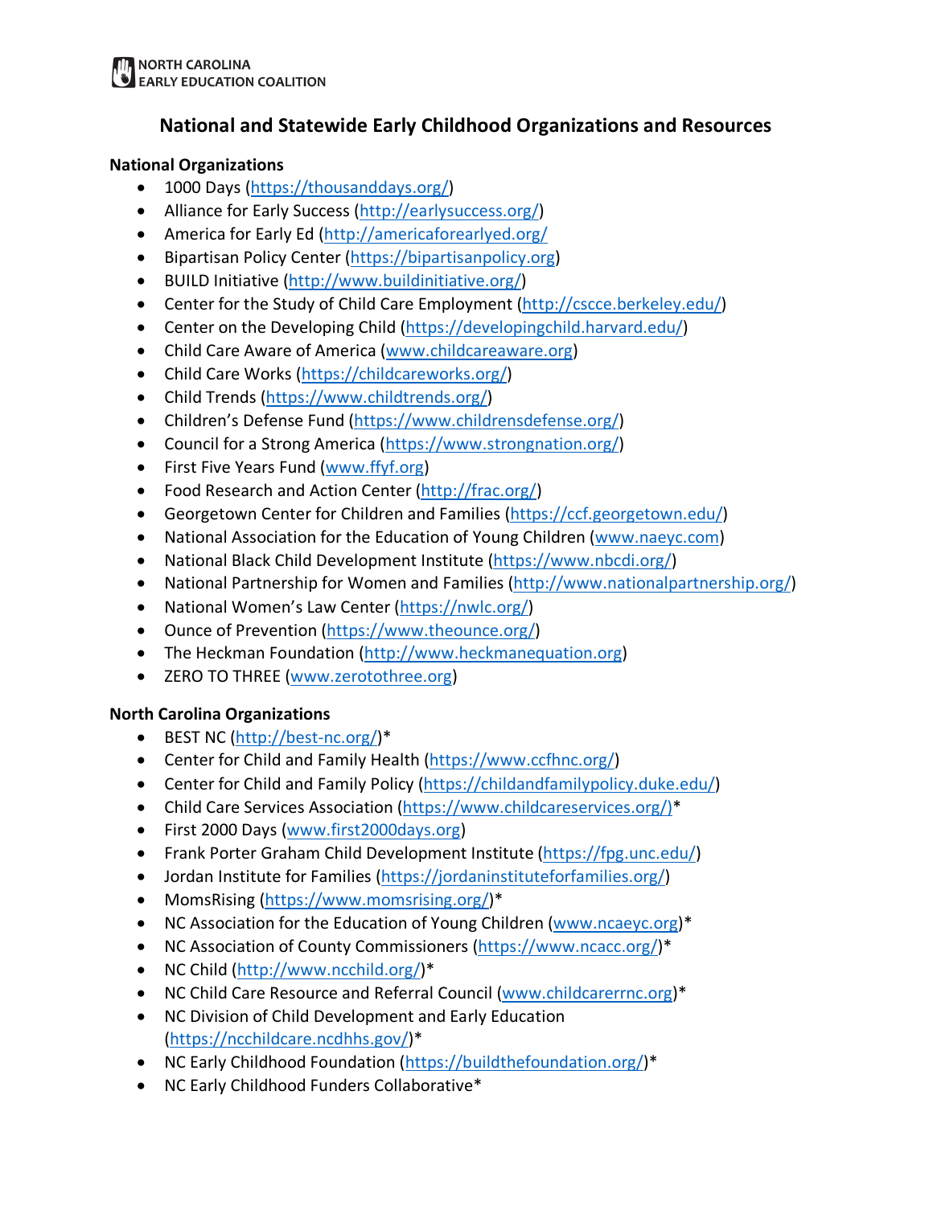NORTH CAROLINA
EARLY EDUCATION COALITION

# National and Statewide Early Childhood Organizations and Resources

**National Organizations**

- 1000 Days (https://thousanddays.org/)
- Alliance for Early Success (http://earlysuccess.org/)
- America for Early Ed (http://americaforearlyed.org/
- Bipartisan Policy Center (https://bipartisanpolicy.org)
- BUILD Initiative (http://www.buildinitiative.org/)
- Center for the Study of Child Care Employment (http://cscce.berkeley.edu/)
- Center on the Developing Child (https://developingchild.harvard.edu/)
- Child Care Aware of America (www.childcareaware.org)
- Child Care Works (https://childcareworks.org/)
- Child Trends (https://www.childtrends.org/)
- Children's Defense Fund (https://www.childrensdefense.org/)
- Council for a Strong America (https://www.strongnation.org/)
- First Five Years Fund (www.ffyf.org)
- Food Research and Action Center (http://frac.org/)
- Georgetown Center for Children and Families (https://ccf.georgetown.edu/)
- National Association for the Education of Young Children (www.naeyc.com)
- National Black Child Development Institute (https://www.nbcdi.org/)
- National Partnership for Women and Families (http://www.nationalpartnership.org/)
- National Women's Law Center (https://nwlc.org/)
- Ounce of Prevention (https://www.theounce.org/)
- The Heckman Foundation (http://www.heckmanequation.org)
- ZERO TO THREE (www.zerotothree.org)

**North Carolina Organizations**

- BEST NC (http://best-nc.org/)*
- Center for Child and Family Health (https://www.ccfhnc.org/)
- Center for Child and Family Policy (https://childandfamilypolicy.duke.edu/)
- Child Care Services Association (https://www.childcareservices.org/)*
- First 2000 Days (www.first2000days.org)
- Frank Porter Graham Child Development Institute (https://fpg.unc.edu/)
- Jordan Institute for Families (https://jordaninstituteforfamilies.org/)
- MomsRising (https://www.momsrising.org/)*
- NC Association for the Education of Young Children (www.ncaeyc.org)*
- NC Association of County Commissioners (https://www.ncacc.org/)*
- NC Child (http://www.ncchild.org/)*
- NC Child Care Resource and Referral Council (www.childcarerrnc.org)*
- NC Division of Child Development and Early Education (https://ncchildcare.ncdhhs.gov/)*
- NC Early Childhood Foundation (https://buildthefoundation.org/)*
- NC Early Childhood Funders Collaborative*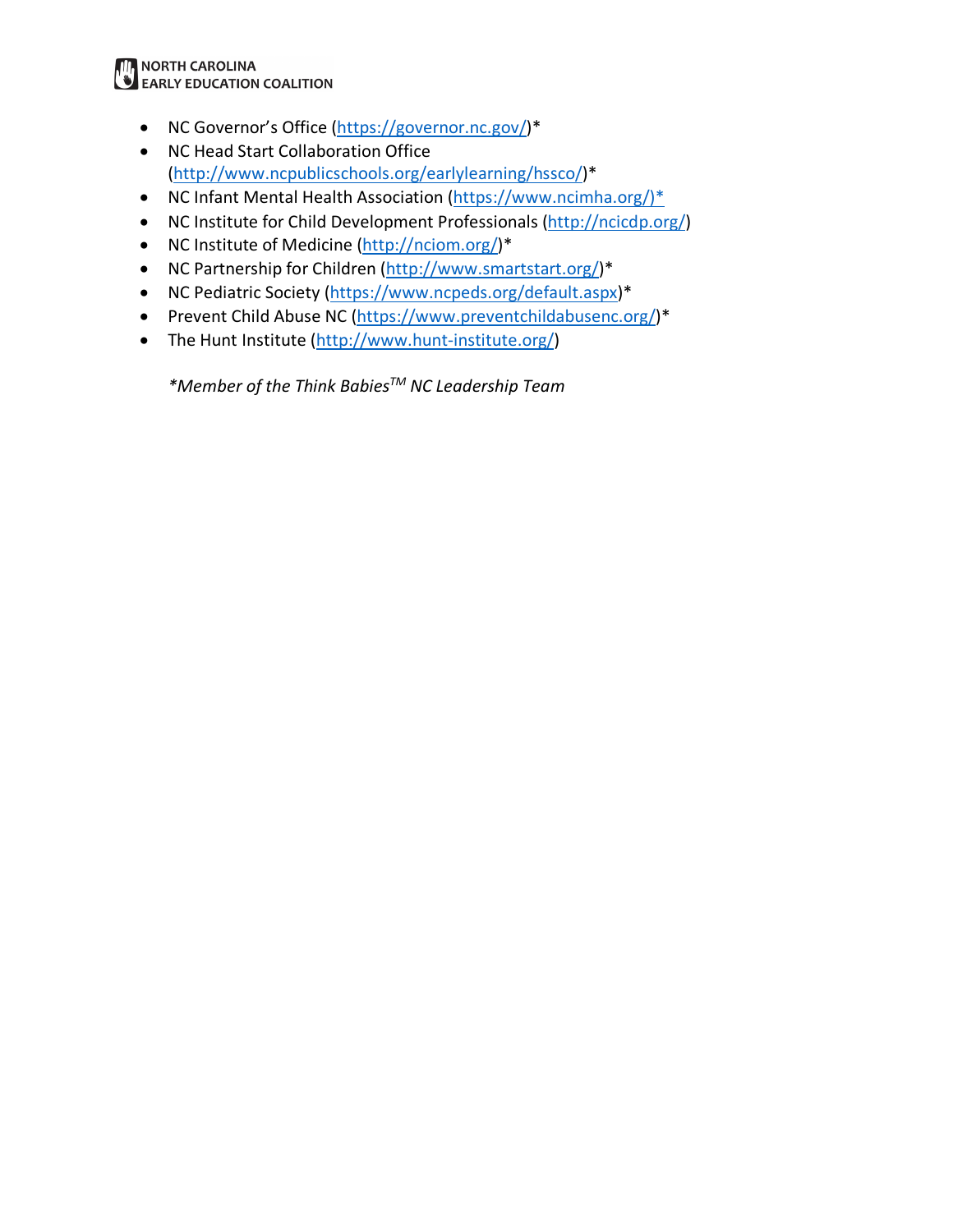- NC Governor's Office (https://governor.nc.gov/)*
- NC Head Start Collaboration Office (http://www.ncpublicschools.org/earlylearning/hssco/)*
- NC Infant Mental Health Association (https://www.ncimha.org/)*
- NC Institute for Child Development Professionals (http://ncicdp.org/)
- NC Institute of Medicine (http://nciom.org/)*
- NC Partnership for Children (http://www.smartstart.org/)*
- NC Pediatric Society (https://www.ncpeds.org/default.aspx)*
- Prevent Child Abuse NC (https://www.preventchildabusenc.org/)*
- The Hunt Institute (http://www.hunt-institute.org/)

*\*Member of the Think Babies™ NC Leadership Team*